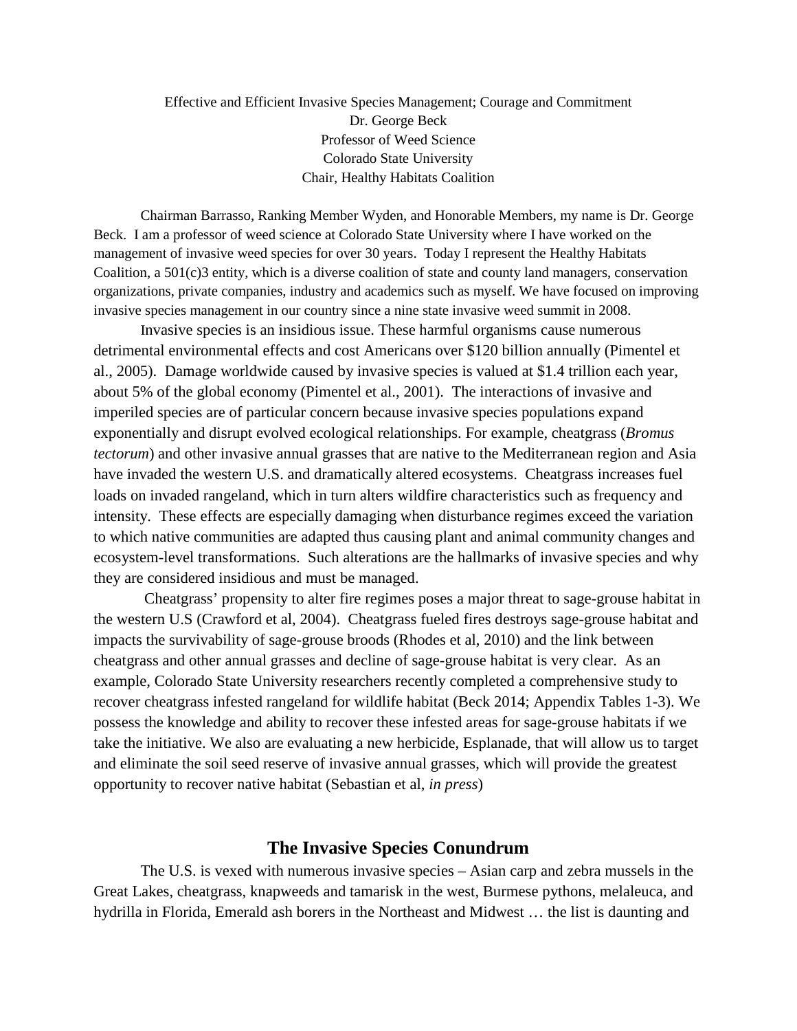Effective and Efficient Invasive Species Management; Courage and Commitment
Dr. George Beck
Professor of Weed Science
Colorado State University
Chair, Healthy Habitats Coalition

Chairman Barrasso, Ranking Member Wyden, and Honorable Members, my name is Dr. George Beck. I am a professor of weed science at Colorado State University where I have worked on the management of invasive weed species for over 30 years. Today I represent the Healthy Habitats Coalition, a 501(c)3 entity, which is a diverse coalition of state and county land managers, conservation organizations, private companies, industry and academics such as myself. We have focused on improving invasive species management in our country since a nine state invasive weed summit in 2008.

Invasive species is an insidious issue. These harmful organisms cause numerous detrimental environmental effects and cost Americans over $120 billion annually (Pimentel et al., 2005). Damage worldwide caused by invasive species is valued at $1.4 trillion each year, about 5% of the global economy (Pimentel et al., 2001). The interactions of invasive and imperiled species are of particular concern because invasive species populations expand exponentially and disrupt evolved ecological relationships. For example, cheatgrass (*Bromus tectorum*) and other invasive annual grasses that are native to the Mediterranean region and Asia have invaded the western U.S. and dramatically altered ecosystems. Cheatgrass increases fuel loads on invaded rangeland, which in turn alters wildfire characteristics such as frequency and intensity. These effects are especially damaging when disturbance regimes exceed the variation to which native communities are adapted thus causing plant and animal community changes and ecosystem-level transformations. Such alterations are the hallmarks of invasive species and why they are considered insidious and must be managed.

Cheatgrass' propensity to alter fire regimes poses a major threat to sage-grouse habitat in the western U.S (Crawford et al, 2004). Cheatgrass fueled fires destroys sage-grouse habitat and impacts the survivability of sage-grouse broods (Rhodes et al, 2010) and the link between cheatgrass and other annual grasses and decline of sage-grouse habitat is very clear. As an example, Colorado State University researchers recently completed a comprehensive study to recover cheatgrass infested rangeland for wildlife habitat (Beck 2014; Appendix Tables 1-3). We possess the knowledge and ability to recover these infested areas for sage-grouse habitats if we take the initiative. We also are evaluating a new herbicide, Esplanade, that will allow us to target and eliminate the soil seed reserve of invasive annual grasses, which will provide the greatest opportunity to recover native habitat (Sebastian et al, *in press*)

## The Invasive Species Conundrum

The U.S. is vexed with numerous invasive species – Asian carp and zebra mussels in the Great Lakes, cheatgrass, knapweeds and tamarisk in the west, Burmese pythons, melaleuca, and hydrilla in Florida, Emerald ash borers in the Northeast and Midwest … the list is daunting and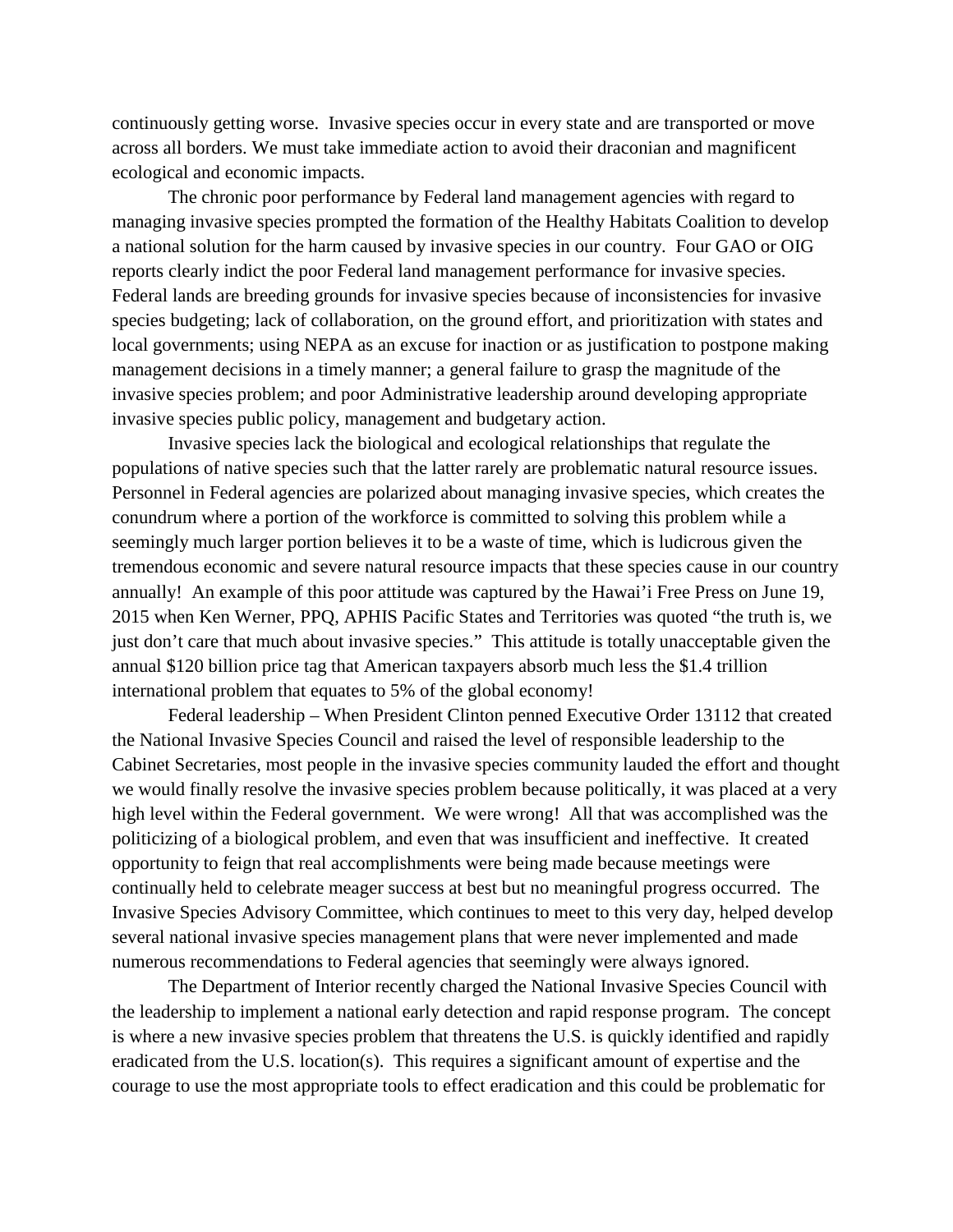continuously getting worse. Invasive species occur in every state and are transported or move across all borders. We must take immediate action to avoid their draconian and magnificent ecological and economic impacts.

The chronic poor performance by Federal land management agencies with regard to managing invasive species prompted the formation of the Healthy Habitats Coalition to develop a national solution for the harm caused by invasive species in our country. Four GAO or OIG reports clearly indict the poor Federal land management performance for invasive species. Federal lands are breeding grounds for invasive species because of inconsistencies for invasive species budgeting; lack of collaboration, on the ground effort, and prioritization with states and local governments; using NEPA as an excuse for inaction or as justification to postpone making management decisions in a timely manner; a general failure to grasp the magnitude of the invasive species problem; and poor Administrative leadership around developing appropriate invasive species public policy, management and budgetary action.

Invasive species lack the biological and ecological relationships that regulate the populations of native species such that the latter rarely are problematic natural resource issues. Personnel in Federal agencies are polarized about managing invasive species, which creates the conundrum where a portion of the workforce is committed to solving this problem while a seemingly much larger portion believes it to be a waste of time, which is ludicrous given the tremendous economic and severe natural resource impacts that these species cause in our country annually! An example of this poor attitude was captured by the Hawai'i Free Press on June 19, 2015 when Ken Werner, PPQ, APHIS Pacific States and Territories was quoted "the truth is, we just don't care that much about invasive species." This attitude is totally unacceptable given the annual $120 billion price tag that American taxpayers absorb much less the $1.4 trillion international problem that equates to 5% of the global economy!

Federal leadership – When President Clinton penned Executive Order 13112 that created the National Invasive Species Council and raised the level of responsible leadership to the Cabinet Secretaries, most people in the invasive species community lauded the effort and thought we would finally resolve the invasive species problem because politically, it was placed at a very high level within the Federal government. We were wrong! All that was accomplished was the politicizing of a biological problem, and even that was insufficient and ineffective. It created opportunity to feign that real accomplishments were being made because meetings were continually held to celebrate meager success at best but no meaningful progress occurred. The Invasive Species Advisory Committee, which continues to meet to this very day, helped develop several national invasive species management plans that were never implemented and made numerous recommendations to Federal agencies that seemingly were always ignored.

The Department of Interior recently charged the National Invasive Species Council with the leadership to implement a national early detection and rapid response program. The concept is where a new invasive species problem that threatens the U.S. is quickly identified and rapidly eradicated from the U.S. location(s). This requires a significant amount of expertise and the courage to use the most appropriate tools to effect eradication and this could be problematic for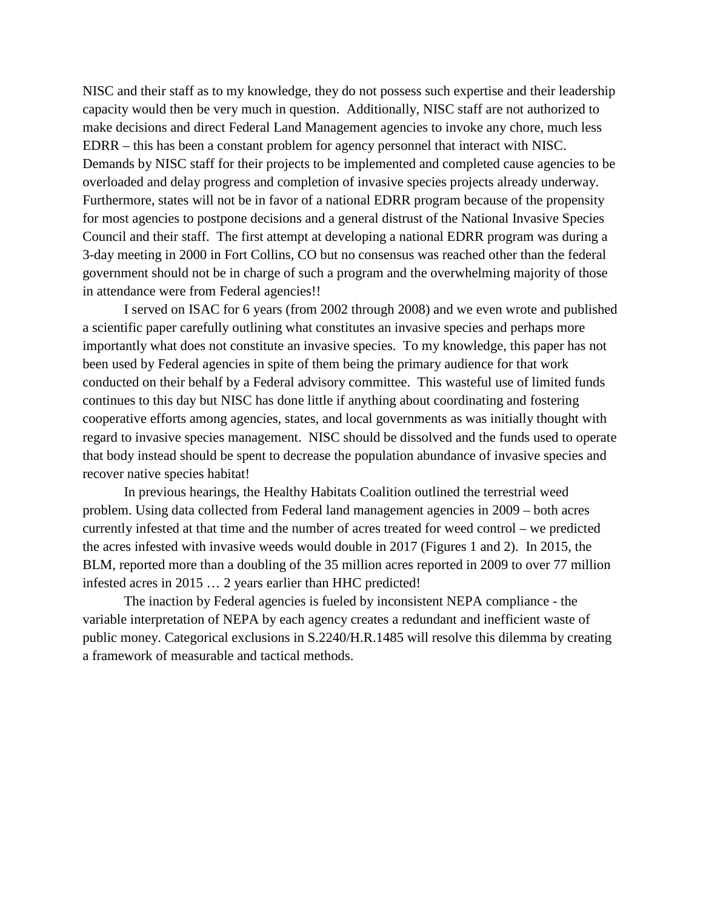NISC and their staff as to my knowledge, they do not possess such expertise and their leadership capacity would then be very much in question. Additionally, NISC staff are not authorized to make decisions and direct Federal Land Management agencies to invoke any chore, much less EDRR – this has been a constant problem for agency personnel that interact with NISC. Demands by NISC staff for their projects to be implemented and completed cause agencies to be overloaded and delay progress and completion of invasive species projects already underway. Furthermore, states will not be in favor of a national EDRR program because of the propensity for most agencies to postpone decisions and a general distrust of the National Invasive Species Council and their staff. The first attempt at developing a national EDRR program was during a 3-day meeting in 2000 in Fort Collins, CO but no consensus was reached other than the federal government should not be in charge of such a program and the overwhelming majority of those in attendance were from Federal agencies!!

I served on ISAC for 6 years (from 2002 through 2008) and we even wrote and published a scientific paper carefully outlining what constitutes an invasive species and perhaps more importantly what does not constitute an invasive species. To my knowledge, this paper has not been used by Federal agencies in spite of them being the primary audience for that work conducted on their behalf by a Federal advisory committee. This wasteful use of limited funds continues to this day but NISC has done little if anything about coordinating and fostering cooperative efforts among agencies, states, and local governments as was initially thought with regard to invasive species management. NISC should be dissolved and the funds used to operate that body instead should be spent to decrease the population abundance of invasive species and recover native species habitat!

In previous hearings, the Healthy Habitats Coalition outlined the terrestrial weed problem. Using data collected from Federal land management agencies in 2009 – both acres currently infested at that time and the number of acres treated for weed control – we predicted the acres infested with invasive weeds would double in 2017 (Figures 1 and 2). In 2015, the BLM, reported more than a doubling of the 35 million acres reported in 2009 to over 77 million infested acres in 2015 … 2 years earlier than HHC predicted!

The inaction by Federal agencies is fueled by inconsistent NEPA compliance - the variable interpretation of NEPA by each agency creates a redundant and inefficient waste of public money. Categorical exclusions in S.2240/H.R.1485 will resolve this dilemma by creating a framework of measurable and tactical methods.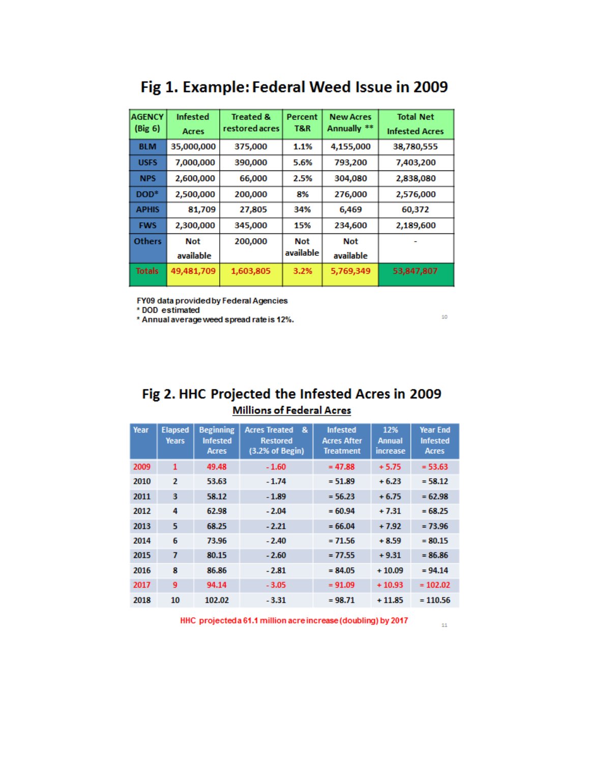## Fig 1. Example: Federal Weed Issue in 2009

| AGENCY (Big 6) | Infested Acres | Treated & restored acres | Percent T&R | New Acres Annually ** | Total Net Infested Acres |
|---|---|---|---|---|---|
| BLM | 35,000,000 | 375,000 | 1.1% | 4,155,000 | 38,780,555 |
| USFS | 7,000,000 | 390,000 | 5.6% | 793,200 | 7,403,200 |
| NPS | 2,600,000 | 66,000 | 2.5% | 304,080 | 2,838,080 |
| DOD* | 2,500,000 | 200,000 | 8% | 276,000 | 2,576,000 |
| APHIS | 81,709 | 27,805 | 34% | 6,469 | 60,372 |
| FWS | 2,300,000 | 345,000 | 15% | 234,600 | 2,189,600 |
| Others | Not available | 200,000 | Not available | Not available | - |
| Totals | 49,481,709 | 1,603,805 | 3.2% | 5,769,349 | 53,847,807 |

FY09 data provided by Federal Agencies
* DOD estimated
* Annual average weed spread rate is 12%.

## Fig 2. HHC Projected the Infested Acres in 2009

**Millions of Federal Acres**

| Year | Elapsed Years | Beginning Infested Acres | Acres Treated & Restored (3.2% of Begin) | Infested Acres After Treatment | 12% Annual increase | Year End Infested Acres |
|---|---|---|---|---|---|---|
| 2009 | 1 | 49.48 | - 1.60 | = 47.88 | + 5.75 | = 53.63 |
| 2010 | 2 | 53.63 | - 1.74 | = 51.89 | + 6.23 | = 58.12 |
| 2011 | 3 | 58.12 | - 1.89 | = 56.23 | + 6.75 | = 62.98 |
| 2012 | 4 | 62.98 | - 2.04 | = 60.94 | + 7.31 | = 68.25 |
| 2013 | 5 | 68.25 | - 2.21 | = 66.04 | + 7.92 | = 73.96 |
| 2014 | 6 | 73.96 | - 2.40 | = 71.56 | + 8.59 | = 80.15 |
| 2015 | 7 | 80.15 | - 2.60 | = 77.55 | + 9.31 | = 86.86 |
| 2016 | 8 | 86.86 | - 2.81 | = 84.05 | + 10.09 | = 94.14 |
| 2017 | 9 | 94.14 | - 3.05 | = 91.09 | + 10.93 | = 102.02 |
| 2018 | 10 | 102.02 | - 3.31 | = 98.71 | + 11.85 | = 110.56 |

HHC projected a 61.1 million acre increase (doubling) by 2017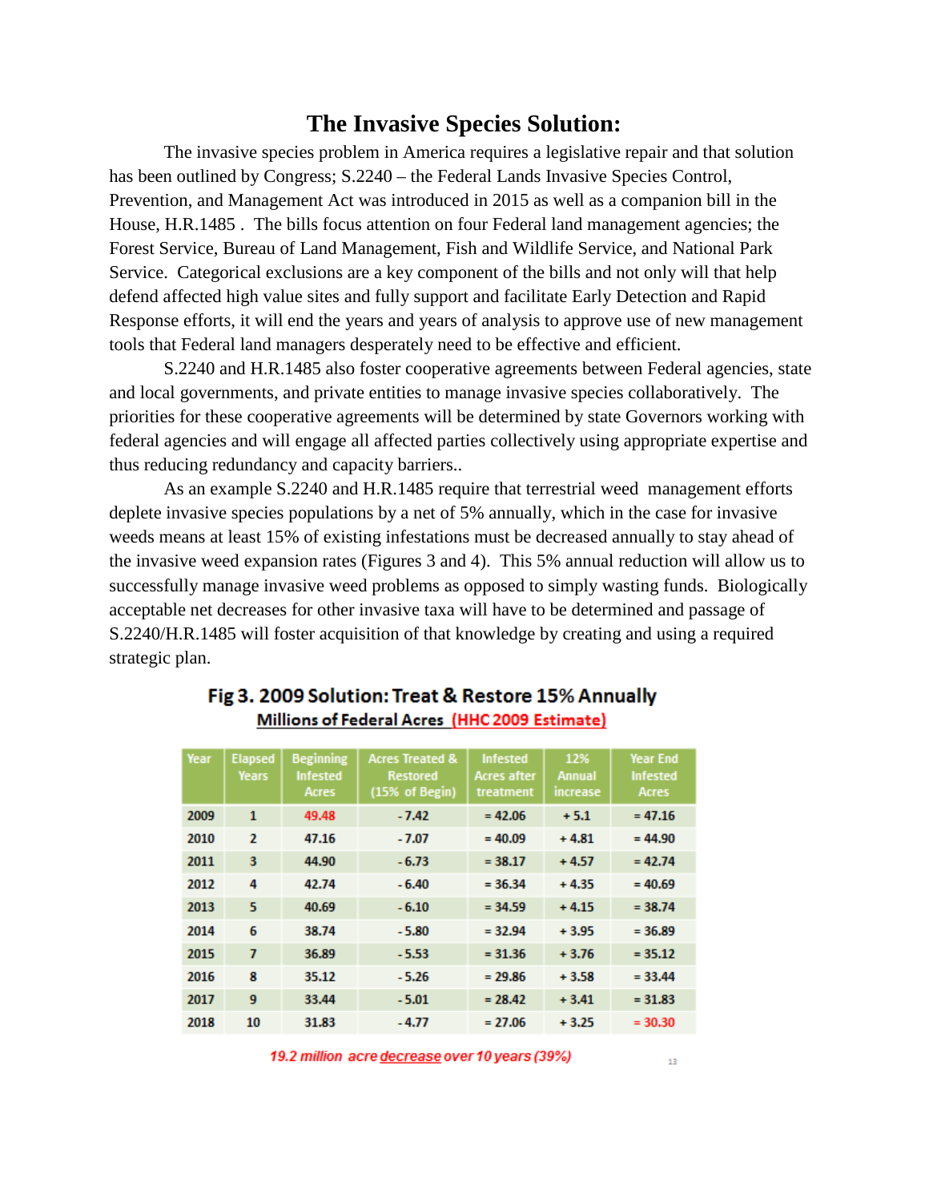# The Invasive Species Solution:

The invasive species problem in America requires a legislative repair and that solution has been outlined by Congress; S.2240 – the Federal Lands Invasive Species Control, Prevention, and Management Act was introduced in 2015 as well as a companion bill in the House, H.R.1485 . The bills focus attention on four Federal land management agencies; the Forest Service, Bureau of Land Management, Fish and Wildlife Service, and National Park Service. Categorical exclusions are a key component of the bills and not only will that help defend affected high value sites and fully support and facilitate Early Detection and Rapid Response efforts, it will end the years and years of analysis to approve use of new management tools that Federal land managers desperately need to be effective and efficient.

S.2240 and H.R.1485 also foster cooperative agreements between Federal agencies, state and local governments, and private entities to manage invasive species collaboratively. The priorities for these cooperative agreements will be determined by state Governors working with federal agencies and will engage all affected parties collectively using appropriate expertise and thus reducing redundancy and capacity barriers..

As an example S.2240 and H.R.1485 require that terrestrial weed management efforts deplete invasive species populations by a net of 5% annually, which in the case for invasive weeds means at least 15% of existing infestations must be decreased annually to stay ahead of the invasive weed expansion rates (Figures 3 and 4). This 5% annual reduction will allow us to successfully manage invasive weed problems as opposed to simply wasting funds. Biologically acceptable net decreases for other invasive taxa will have to be determined and passage of S.2240/H.R.1485 will foster acquisition of that knowledge by creating and using a required strategic plan.

**Fig 3. 2009 Solution: Treat & Restore 15% Annually**

Millions of Federal Acres (HHC 2009 Estimate)

| Year | Elapsed Years | Beginning Infested Acres | Acres Treated & Restored (15% of Begin) | Infested Acres after treatment | 12% Annual increase | Year End Infested Acres |
|---|---|---|---|---|---|---|
| 2009 | 1 | 49.48 | - 7.42 | = 42.06 | + 5.1 | = 47.16 |
| 2010 | 2 | 47.16 | - 7.07 | = 40.09 | + 4.81 | = 44.90 |
| 2011 | 3 | 44.90 | - 6.73 | = 38.17 | + 4.57 | = 42.74 |
| 2012 | 4 | 42.74 | - 6.40 | = 36.34 | + 4.35 | = 40.69 |
| 2013 | 5 | 40.69 | - 6.10 | = 34.59 | + 4.15 | = 38.74 |
| 2014 | 6 | 38.74 | - 5.80 | = 32.94 | + 3.95 | = 36.89 |
| 2015 | 7 | 36.89 | - 5.53 | = 31.36 | + 3.76 | = 35.12 |
| 2016 | 8 | 35.12 | - 5.26 | = 29.86 | + 3.58 | = 33.44 |
| 2017 | 9 | 33.44 | - 5.01 | = 28.42 | + 3.41 | = 31.83 |
| 2018 | 10 | 31.83 | - 4.77 | = 27.06 | + 3.25 | = 30.30 |

*19.2 million acre decrease over 10 years (39%)*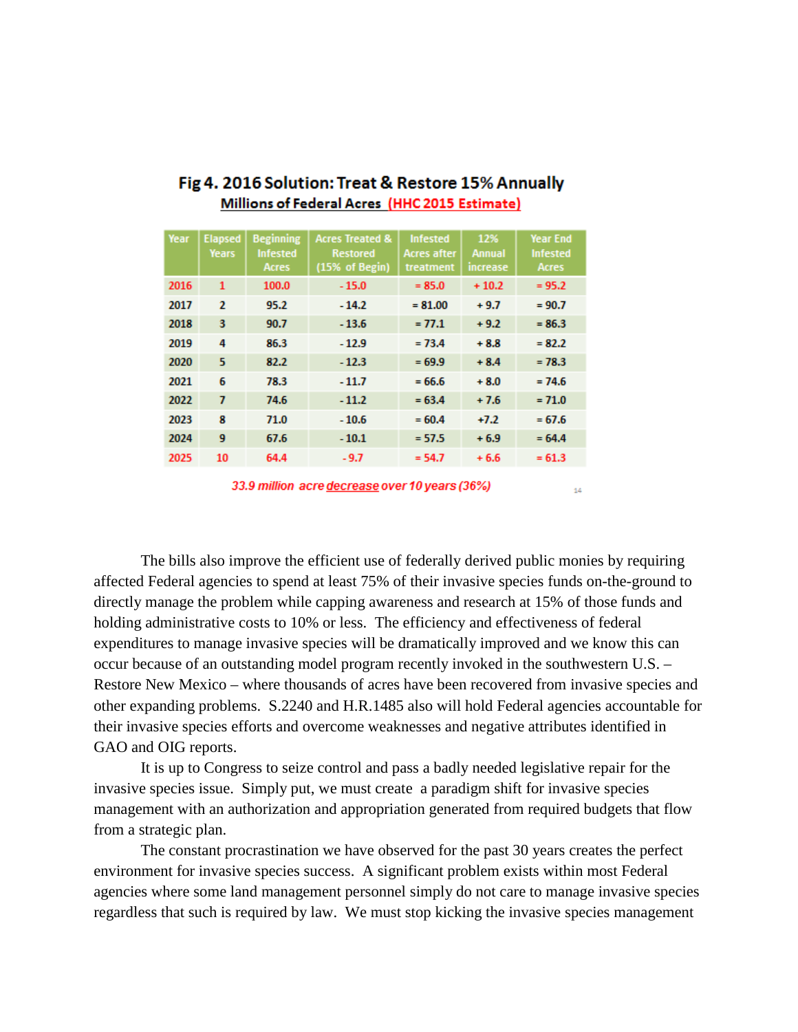**Fig 4. 2016 Solution: Treat & Restore 15% Annually**

**Millions of Federal Acres (HHC 2015 Estimate)**

| Year | Elapsed Years | Beginning Infested Acres | Acres Treated & Restored (15% of Begin) | Infested Acres after treatment | 12% Annual increase | Year End Infested Acres |
|---|---|---|---|---|---|---|
| 2016 | 1 | 100.0 | - 15.0 | = 85.0 | + 10.2 | = 95.2 |
| 2017 | 2 | 95.2 | - 14.2 | = 81.00 | + 9.7 | = 90.7 |
| 2018 | 3 | 90.7 | - 13.6 | = 77.1 | + 9.2 | = 86.3 |
| 2019 | 4 | 86.3 | - 12.9 | = 73.4 | + 8.8 | = 82.2 |
| 2020 | 5 | 82.2 | - 12.3 | = 69.9 | + 8.4 | = 78.3 |
| 2021 | 6 | 78.3 | - 11.7 | = 66.6 | + 8.0 | = 74.6 |
| 2022 | 7 | 74.6 | - 11.2 | = 63.4 | + 7.6 | = 71.0 |
| 2023 | 8 | 71.0 | - 10.6 | = 60.4 | +7.2 | = 67.6 |
| 2024 | 9 | 67.6 | - 10.1 | = 57.5 | + 6.9 | = 64.4 |
| 2025 | 10 | 64.4 | - 9.7 | = 54.7 | + 6.6 | = 61.3 |

*33.9 million acre decrease over 10 years (36%)*

The bills also improve the efficient use of federally derived public monies by requiring affected Federal agencies to spend at least 75% of their invasive species funds on-the-ground to directly manage the problem while capping awareness and research at 15% of those funds and holding administrative costs to 10% or less. The efficiency and effectiveness of federal expenditures to manage invasive species will be dramatically improved and we know this can occur because of an outstanding model program recently invoked in the southwestern U.S. – Restore New Mexico – where thousands of acres have been recovered from invasive species and other expanding problems. S.2240 and H.R.1485 also will hold Federal agencies accountable for their invasive species efforts and overcome weaknesses and negative attributes identified in GAO and OIG reports.

It is up to Congress to seize control and pass a badly needed legislative repair for the invasive species issue. Simply put, we must create a paradigm shift for invasive species management with an authorization and appropriation generated from required budgets that flow from a strategic plan.

The constant procrastination we have observed for the past 30 years creates the perfect environment for invasive species success. A significant problem exists within most Federal agencies where some land management personnel simply do not care to manage invasive species regardless that such is required by law. We must stop kicking the invasive species management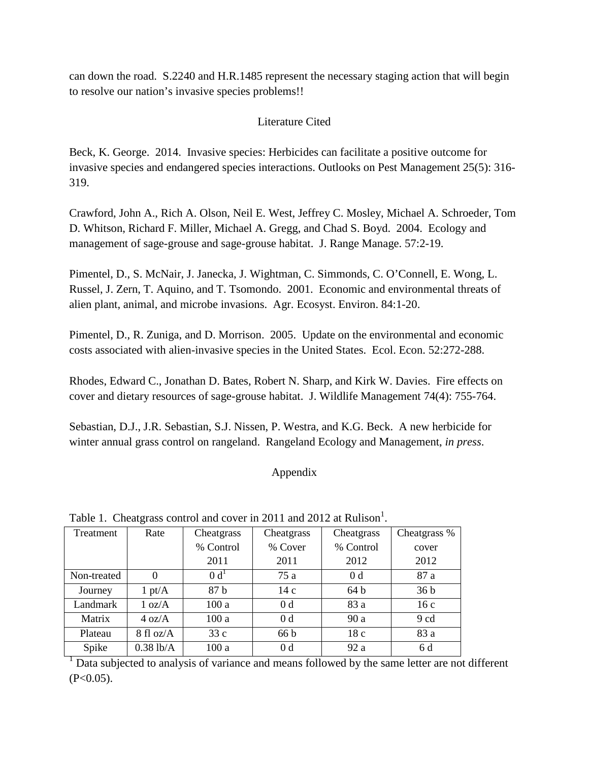can down the road. S.2240 and H.R.1485 represent the necessary staging action that will begin to resolve our nation's invasive species problems!!

## Literature Cited

Beck, K. George. 2014. Invasive species: Herbicides can facilitate a positive outcome for invasive species and endangered species interactions. Outlooks on Pest Management 25(5): 316-319.

Crawford, John A., Rich A. Olson, Neil E. West, Jeffrey C. Mosley, Michael A. Schroeder, Tom D. Whitson, Richard F. Miller, Michael A. Gregg, and Chad S. Boyd. 2004. Ecology and management of sage-grouse and sage-grouse habitat. J. Range Manage. 57:2-19.

Pimentel, D., S. McNair, J. Janecka, J. Wightman, C. Simmonds, C. O'Connell, E. Wong, L. Russel, J. Zern, T. Aquino, and T. Tsomondo. 2001. Economic and environmental threats of alien plant, animal, and microbe invasions. Agr. Ecosyst. Environ. 84:1-20.

Pimentel, D., R. Zuniga, and D. Morrison. 2005. Update on the environmental and economic costs associated with alien-invasive species in the United States. Ecol. Econ. 52:272-288.

Rhodes, Edward C., Jonathan D. Bates, Robert N. Sharp, and Kirk W. Davies. Fire effects on cover and dietary resources of sage-grouse habitat. J. Wildlife Management 74(4): 755-764.

Sebastian, D.J., J.R. Sebastian, S.J. Nissen, P. Westra, and K.G. Beck. A new herbicide for winter annual grass control on rangeland. Rangeland Ecology and Management, *in press*.

## Appendix

Table 1. Cheatgrass control and cover in 2011 and 2012 at Rulison[1].

| Treatment | Rate | Cheatgrass % Control 2011 | Cheatgrass % Cover 2011 | Cheatgrass % Control 2012 | Cheatgrass % cover 2012 |
|---|---|---|---|---|---|
| Non-treated | 0 | 0 d[1] | 75 a | 0 d | 87 a |
| Journey | 1 pt/A | 87 b | 14 c | 64 b | 36 b |
| Landmark | 1 oz/A | 100 a | 0 d | 83 a | 16 c |
| Matrix | 4 oz/A | 100 a | 0 d | 90 a | 9 cd |
| Plateau | 8 fl oz/A | 33 c | 66 b | 18 c | 83 a |
| Spike | 0.38 lb/A | 100 a | 0 d | 92 a | 6 d |

[1] Data subjected to analysis of variance and means followed by the same letter are not different ($P<0.05$).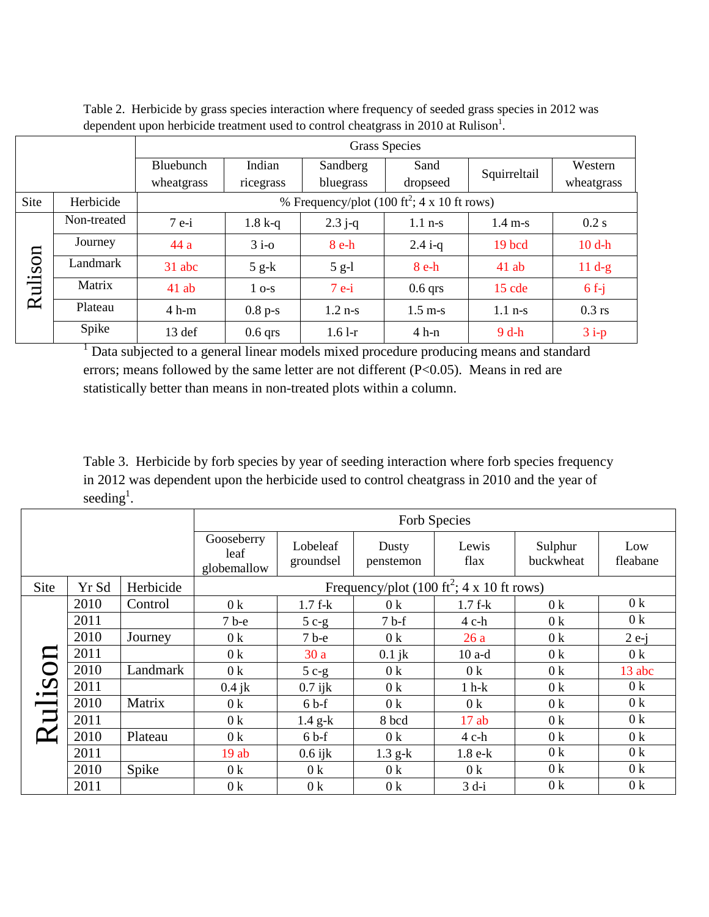Table 2. Herbicide by grass species interaction where frequency of seeded grass species in 2012 was dependent upon herbicide treatment used to control cheatgrass in 2010 at Rulison[1].

| | | Grass Species | | | | | |
|---|---|---|---|---|---|---|---|
| | | Bluebunch wheatgrass | Indian ricegrass | Sandberg bluegrass | Sand dropseed | Squirreltail | Western wheatgrass |
| Site | Herbicide | % Frequency/plot (100 ft$^2$; 4 x 10 ft rows) | | | | | |
| Rulison | Non-treated | 7 e-i | 1.8 k-q | 2.3 j-q | 1.1 n-s | 1.4 m-s | 0.2 s |
| | Journey | 44 a | 3 i-o | 8 e-h | 2.4 i-q | 19 bcd | 10 d-h |
| | Landmark | 31 abc | 5 g-k | 5 g-l | 8 e-h | 41 ab | 11 d-g |
| | Matrix | 41 ab | 1 o-s | 7 e-i | 0.6 qrs | 15 cde | 6 f-j |
| | Plateau | 4 h-m | 0.8 p-s | 1.2 n-s | 1.5 m-s | 1.1 n-s | 0.3 rs |
| | Spike | 13 def | 0.6 qrs | 1.6 l-r | 4 h-n | 9 d-h | 3 i-p |

[1] Data subjected to a general linear models mixed procedure producing means and standard errors; means followed by the same letter are not different (P<0.05). Means in red are statistically better than means in non-treated plots within a column.

Table 3. Herbicide by forb species by year of seeding interaction where forb species frequency in 2012 was dependent upon the herbicide used to control cheatgrass in 2010 and the year of seeding[1].

| | | | Forb Species | | | | | |
|---|---|---|---|---|---|---|---|---|
| | | | Gooseberry leaf globemallow | Lobeleaf groundsel | Dusty penstemon | Lewis flax | Sulphur buckwheat | Low fleabane |
| Site | Yr Sd | Herbicide | Frequency/plot (100 ft$^2$; 4 x 10 ft rows) | | | | | |
| Rulison | 2010 | Control | 0 k | 1.7 f-k | 0 k | 1.7 f-k | 0 k | 0 k |
| | 2011 | | 7 b-e | 5 c-g | 7 b-f | 4 c-h | 0 k | 0 k |
| | 2010 | Journey | 0 k | 7 b-e | 0 k | 26 a | 0 k | 2 e-j |
| | 2011 | | 0 k | 30 a | 0.1 jk | 10 a-d | 0 k | 0 k |
| | 2010 | Landmark | 0 k | 5 c-g | 0 k | 0 k | 0 k | 13 abc |
| | 2011 | | 0.4 jk | 0.7 ijk | 0 k | 1 h-k | 0 k | 0 k |
| | 2010 | Matrix | 0 k | 6 b-f | 0 k | 0 k | 0 k | 0 k |
| | 2011 | | 0 k | 1.4 g-k | 8 bcd | 17 ab | 0 k | 0 k |
| | 2010 | Plateau | 0 k | 6 b-f | 0 k | 4 c-h | 0 k | 0 k |
| | 2011 | | 19 ab | 0.6 ijk | 1.3 g-k | 1.8 e-k | 0 k | 0 k |
| | 2010 | Spike | 0 k | 0 k | 0 k | 0 k | 0 k | 0 k |
| | 2011 | | 0 k | 0 k | 0 k | 3 d-i | 0 k | 0 k |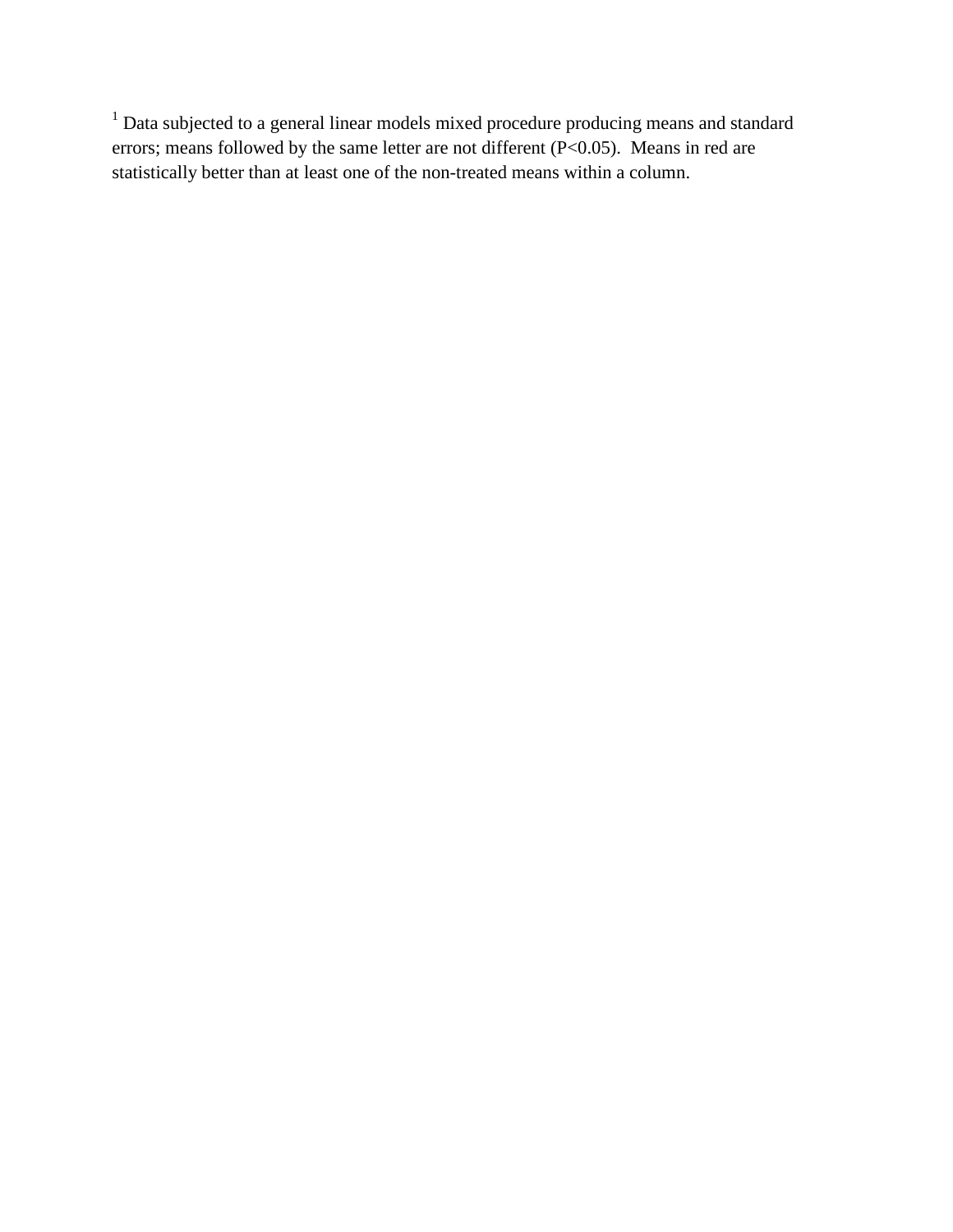[1] Data subjected to a general linear models mixed procedure producing means and standard errors; means followed by the same letter are not different (P<0.05). Means in red are statistically better than at least one of the non-treated means within a column.